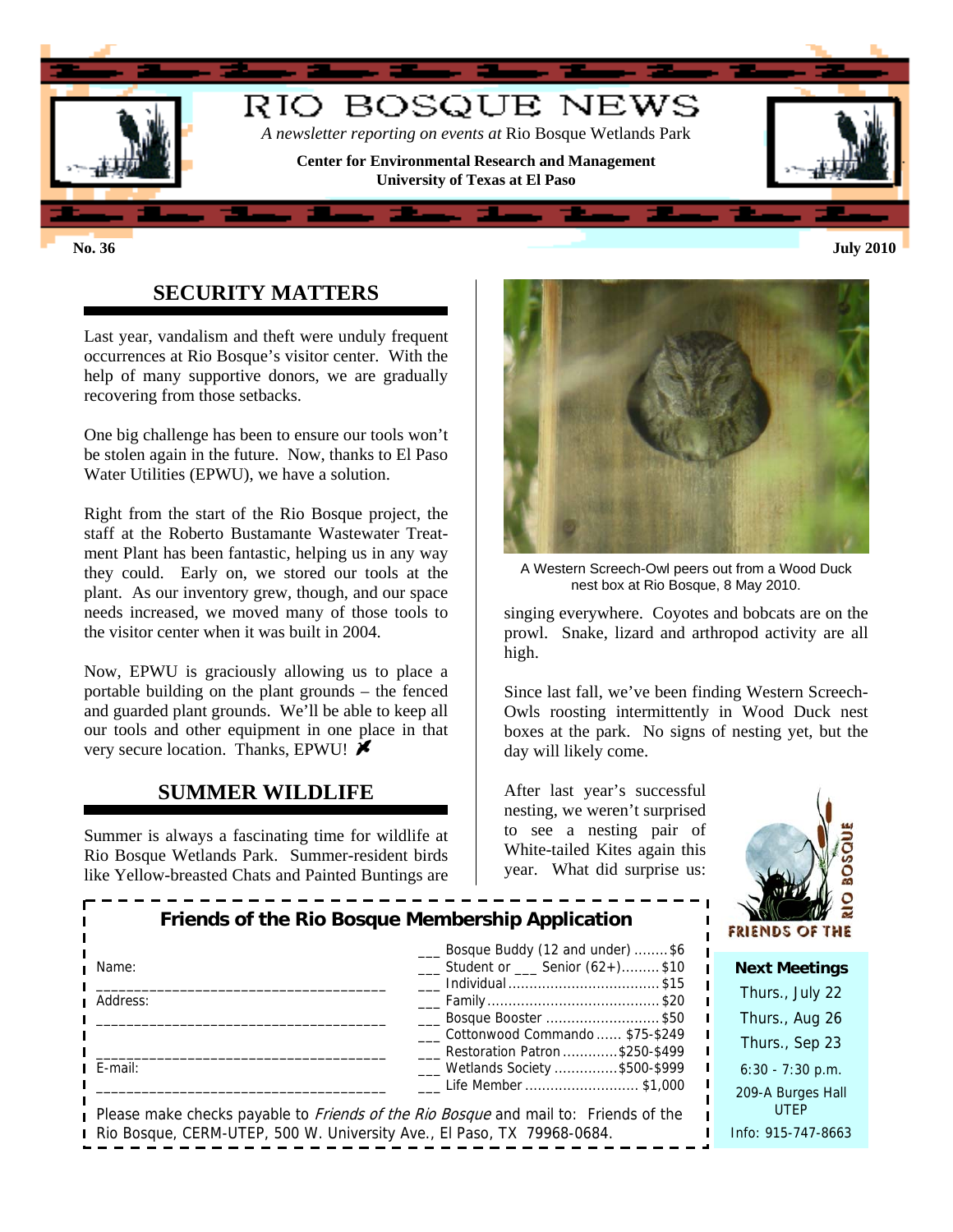# RIO BOSQUE NEWS

*A newsletter reporting on events at* Rio Bosque Wetlands Park

**Center for Environmental Research and Management**
**University of Texas at El Paso**

**No. 36** **July 2010**

## SECURITY MATTERS

Last year, vandalism and theft were unduly frequent occurrences at Rio Bosque's visitor center. With the help of many supportive donors, we are gradually recovering from those setbacks.

One big challenge has been to ensure our tools won't be stolen again in the future. Now, thanks to El Paso Water Utilities (EPWU), we have a solution.

Right from the start of the Rio Bosque project, the staff at the Roberto Bustamante Wastewater Treatment Plant has been fantastic, helping us in any way they could. Early on, we stored our tools at the plant. As our inventory grew, though, and our space needs increased, we moved many of those tools to the visitor center when it was built in 2004.

Now, EPWU is graciously allowing us to place a portable building on the plant grounds – the fenced and guarded plant grounds. We'll be able to keep all our tools and other equipment in one place in that very secure location. Thanks, EPWU!

## SUMMER WILDLIFE

Summer is always a fascinating time for wildlife at Rio Bosque Wetlands Park. Summer-resident birds like Yellow-breasted Chats and Painted Buntings are singing everywhere. Coyotes and bobcats are on the prowl. Snake, lizard and arthropod activity are all high.

A Western Screech-Owl peers out from a Wood Duck nest box at Rio Bosque, 8 May 2010.

Since last fall, we've been finding Western Screech-Owls roosting intermittently in Wood Duck nest boxes at the park. No signs of nesting yet, but the day will likely come.

After last year's successful nesting, we weren't surprised to see a nesting pair of White-tailed Kites again this year. What did surprise us:

### Friends of the Rio Bosque Membership Application

Name: ____________________________________

Address: ____________________________________

____________________________________

E-mail: ____________________________________

- ___ Bosque Buddy (12 and under) ........$6
- ___ Student or ___ Senior (62+).........$10
- ___ Individual ..................................$15
- ___ Family .......................................$20
- ___ Bosque Booster ..........................$50
- ___ Cottonwood Commando ...... $75-$249
- ___ Restoration Patron ............$250-$499
- ___ Wetlands Society ..............$500-$999
- ___ Life Member .......................... $1,000

Please make checks payable to *Friends of the Rio Bosque* and mail to: Friends of the Rio Bosque, CERM-UTEP, 500 W. University Ave., El Paso, TX 79968-0684.

FRIENDS OF THE RIO BOSQUE

**Next Meetings**

Thurs., July 22
Thurs., Aug 26
Thurs., Sep 23

6:30 - 7:30 p.m.

209-A Burges Hall
UTEP

Info: 915-747-8663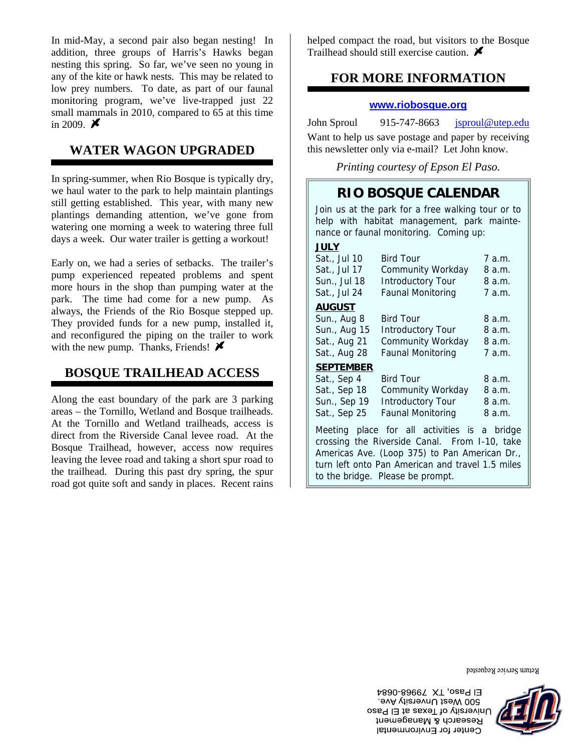In mid-May, a second pair also began nesting! In addition, three groups of Harris's Hawks began nesting this spring. So far, we've seen no young in any of the kite or hawk nests. This may be related to low prey numbers. To date, as part of our faunal monitoring program, we've live-trapped just 22 small mammals in 2010, compared to 65 at this time in 2009.

## WATER WAGON UPGRADED

In spring-summer, when Rio Bosque is typically dry, we haul water to the park to help maintain plantings still getting established. This year, with many new plantings demanding attention, we've gone from watering one morning a week to watering three full days a week. Our water trailer is getting a workout!

Early on, we had a series of setbacks. The trailer's pump experienced repeated problems and spent more hours in the shop than pumping water at the park. The time had come for a new pump. As always, the Friends of the Rio Bosque stepped up. They provided funds for a new pump, installed it, and reconfigured the piping on the trailer to work with the new pump. Thanks, Friends!

## BOSQUE TRAILHEAD ACCESS

Along the east boundary of the park are 3 parking areas – the Tornillo, Wetland and Bosque trailheads. At the Tornillo and Wetland trailheads, access is direct from the Riverside Canal levee road. At the Bosque Trailhead, however, access now requires leaving the levee road and taking a short spur road to the trailhead. During this past dry spring, the spur road got quite soft and sandy in places. Recent rains helped compact the road, but visitors to the Bosque Trailhead should still exercise caution.

## FOR MORE INFORMATION

**www.riobosque.org**

John Sproul 915-747-8663 jsproul@utep.edu

Want to help us save postage and paper by receiving this newsletter only via e-mail? Let John know.

*Printing courtesy of Epson El Paso.*

## RIO BOSQUE CALENDAR

Join us at the park for a free walking tour or to help with habitat management, park maintenance or faunal monitoring. Coming up:

**JULY**

| | | |
|---|---|---|
| Sat., Jul 10 | Bird Tour | 7 a.m. |
| Sat., Jul 17 | Community Workday | 8 a.m. |
| Sun., Jul 18 | Introductory Tour | 8 a.m. |
| Sat., Jul 24 | Faunal Monitoring | 7 a.m. |

**AUGUST**

| | | |
|---|---|---|
| Sun., Aug 8 | Bird Tour | 8 a.m. |
| Sun., Aug 15 | Introductory Tour | 8 a.m. |
| Sat., Aug 21 | Community Workday | 8 a.m. |
| Sat., Aug 28 | Faunal Monitoring | 7 a.m. |

**SEPTEMBER**

| | | |
|---|---|---|
| Sat., Sep 4 | Bird Tour | 8 a.m. |
| Sat., Sep 18 | Community Workday | 8 a.m. |
| Sun., Sep 19 | Introductory Tour | 8 a.m. |
| Sat., Sep 25 | Faunal Monitoring | 8 a.m. |

Meeting place for all activities is a bridge crossing the Riverside Canal. From I-10, take Americas Ave. (Loop 375) to Pan American Dr., turn left onto Pan American and travel 1.5 miles to the bridge. Please be prompt.

Return Service Requested

Center for Environmental
Research & Management
University of Texas at El Paso
500 West University Ave.
El Paso, TX 79968-0684